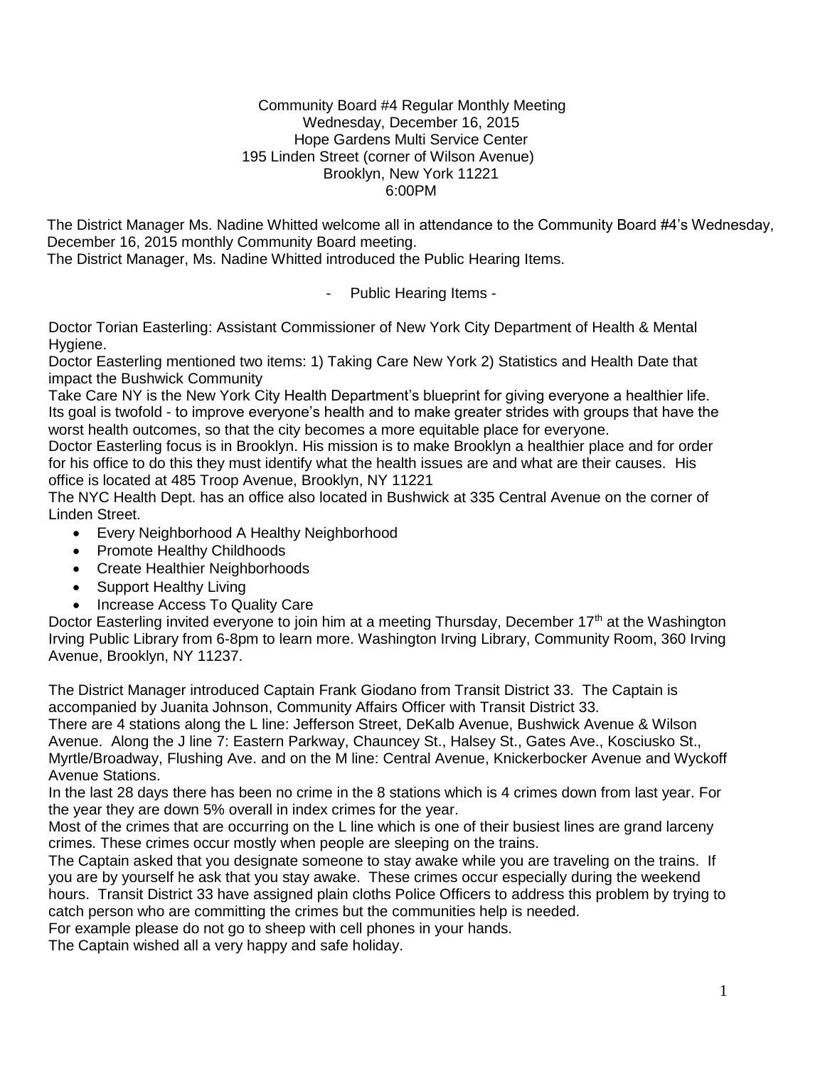Community Board #4 Regular Monthly Meeting
Wednesday, December 16, 2015
Hope Gardens Multi Service Center
195 Linden Street (corner of Wilson Avenue)
Brooklyn, New York 11221
6:00PM

The District Manager Ms. Nadine Whitted welcome all in attendance to the Community Board #4's Wednesday, December 16, 2015 monthly Community Board meeting.
The District Manager, Ms. Nadine Whitted introduced the Public Hearing Items.

- Public Hearing Items -

Doctor Torian Easterling: Assistant Commissioner of New York City Department of Health & Mental Hygiene.
Doctor Easterling mentioned two items: 1) Taking Care New York 2) Statistics and Health Date that impact the Bushwick Community
Take Care NY is the New York City Health Department's blueprint for giving everyone a healthier life. Its goal is twofold - to improve everyone's health and to make greater strides with groups that have the worst health outcomes, so that the city becomes a more equitable place for everyone.
Doctor Easterling focus is in Brooklyn. His mission is to make Brooklyn a healthier place and for order for his office to do this they must identify what the health issues are and what are their causes. His office is located at 485 Troop Avenue, Brooklyn, NY 11221
The NYC Health Dept. has an office also located in Bushwick at 335 Central Avenue on the corner of Linden Street.

- Every Neighborhood A Healthy Neighborhood
- Promote Healthy Childhoods
- Create Healthier Neighborhoods
- Support Healthy Living
- Increase Access To Quality Care

Doctor Easterling invited everyone to join him at a meeting Thursday, December 17th at the Washington Irving Public Library from 6-8pm to learn more. Washington Irving Library, Community Room, 360 Irving Avenue, Brooklyn, NY 11237.

The District Manager introduced Captain Frank Giodano from Transit District 33. The Captain is accompanied by Juanita Johnson, Community Affairs Officer with Transit District 33.
There are 4 stations along the L line: Jefferson Street, DeKalb Avenue, Bushwick Avenue & Wilson Avenue. Along the J line 7: Eastern Parkway, Chauncey St., Halsey St., Gates Ave., Kosciusko St., Myrtle/Broadway, Flushing Ave. and on the M line: Central Avenue, Knickerbocker Avenue and Wyckoff Avenue Stations.
In the last 28 days there has been no crime in the 8 stations which is 4 crimes down from last year. For the year they are down 5% overall in index crimes for the year.
Most of the crimes that are occurring on the L line which is one of their busiest lines are grand larceny crimes. These crimes occur mostly when people are sleeping on the trains.
The Captain asked that you designate someone to stay awake while you are traveling on the trains. If you are by yourself he ask that you stay awake. These crimes occur especially during the weekend hours. Transit District 33 have assigned plain cloths Police Officers to address this problem by trying to catch person who are committing the crimes but the communities help is needed.
For example please do not go to sheep with cell phones in your hands.
The Captain wished all a very happy and safe holiday.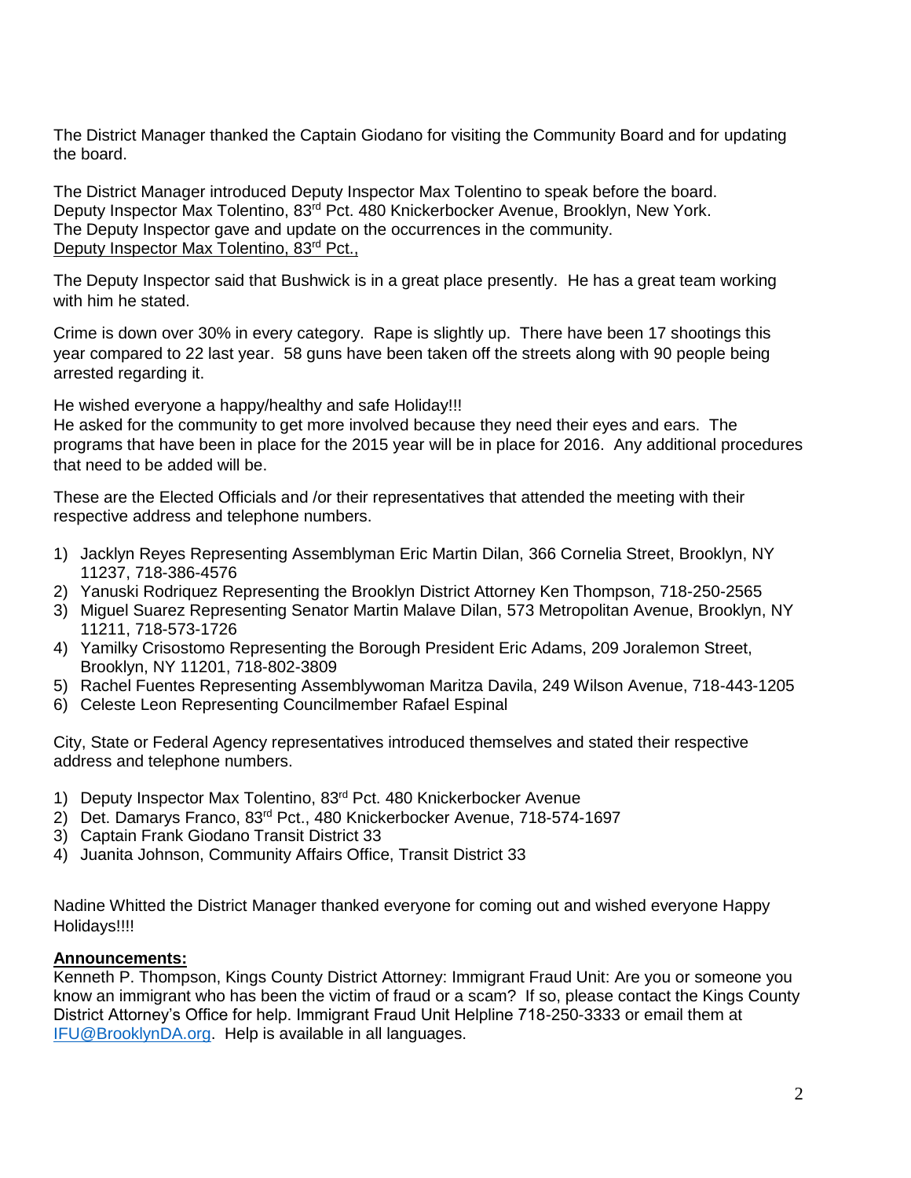The District Manager thanked the Captain Giodano for visiting the Community Board and for updating the board.

The District Manager introduced Deputy Inspector Max Tolentino to speak before the board.
Deputy Inspector Max Tolentino, 83rd Pct. 480 Knickerbocker Avenue, Brooklyn, New York.
The Deputy Inspector gave and update on the occurrences in the community.
<u>Deputy Inspector Max Tolentino, 83rd Pct.,</u>

The Deputy Inspector said that Bushwick is in a great place presently. He has a great team working with him he stated.

Crime is down over 30% in every category. Rape is slightly up. There have been 17 shootings this year compared to 22 last year. 58 guns have been taken off the streets along with 90 people being arrested regarding it.

He wished everyone a happy/healthy and safe Holiday!!!
He asked for the community to get more involved because they need their eyes and ears. The programs that have been in place for the 2015 year will be in place for 2016. Any additional procedures that need to be added will be.

These are the Elected Officials and /or their representatives that attended the meeting with their respective address and telephone numbers.

1) Jacklyn Reyes Representing Assemblyman Eric Martin Dilan, 366 Cornelia Street, Brooklyn, NY 11237, 718-386-4576
2) Yanuski Rodriquez Representing the Brooklyn District Attorney Ken Thompson, 718-250-2565
3) Miguel Suarez Representing Senator Martin Malave Dilan, 573 Metropolitan Avenue, Brooklyn, NY 11211, 718-573-1726
4) Yamilky Crisostomo Representing the Borough President Eric Adams, 209 Joralemon Street, Brooklyn, NY 11201, 718-802-3809
5) Rachel Fuentes Representing Assemblywoman Maritza Davila, 249 Wilson Avenue, 718-443-1205
6) Celeste Leon Representing Councilmember Rafael Espinal

City, State or Federal Agency representatives introduced themselves and stated their respective address and telephone numbers.

1) Deputy Inspector Max Tolentino, 83rd Pct. 480 Knickerbocker Avenue
2) Det. Damarys Franco, 83rd Pct., 480 Knickerbocker Avenue, 718-574-1697
3) Captain Frank Giodano Transit District 33
4) Juanita Johnson, Community Affairs Office, Transit District 33

Nadine Whitted the District Manager thanked everyone for coming out and wished everyone Happy Holidays!!!!

**<u>Announcements:</u>**
Kenneth P. Thompson, Kings County District Attorney: Immigrant Fraud Unit: Are you or someone you know an immigrant who has been the victim of fraud or a scam? If so, please contact the Kings County District Attorney's Office for help. Immigrant Fraud Unit Helpline 718-250-3333 or email them at IFU@BrooklynDA.org. Help is available in all languages.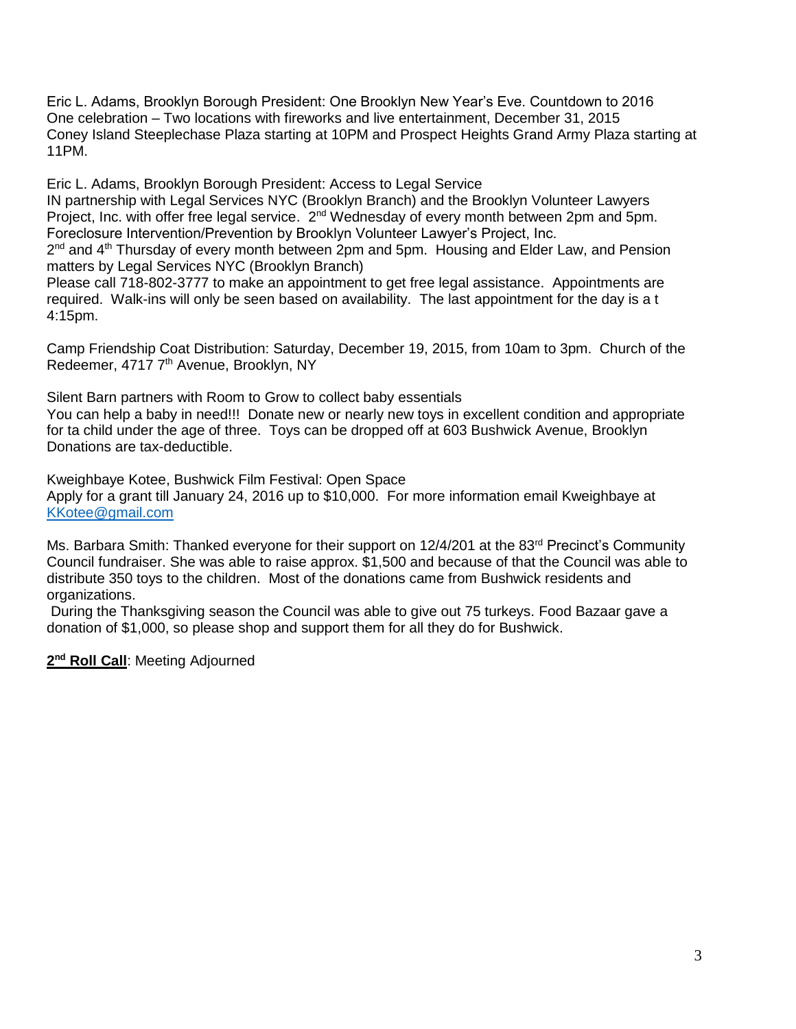Eric L. Adams, Brooklyn Borough President: One Brooklyn New Year's Eve. Countdown to 2016
One celebration – Two locations with fireworks and live entertainment, December 31, 2015
Coney Island Steeplechase Plaza starting at 10PM and Prospect Heights Grand Army Plaza starting at 11PM.

Eric L. Adams, Brooklyn Borough President: Access to Legal Service
IN partnership with Legal Services NYC (Brooklyn Branch) and the Brooklyn Volunteer Lawyers Project, Inc. with offer free legal service. 2nd Wednesday of every month between 2pm and 5pm. Foreclosure Intervention/Prevention by Brooklyn Volunteer Lawyer's Project, Inc.
2nd and 4th Thursday of every month between 2pm and 5pm. Housing and Elder Law, and Pension matters by Legal Services NYC (Brooklyn Branch)
Please call 718-802-3777 to make an appointment to get free legal assistance. Appointments are required. Walk-ins will only be seen based on availability. The last appointment for the day is a t 4:15pm.

Camp Friendship Coat Distribution: Saturday, December 19, 2015, from 10am to 3pm. Church of the Redeemer, 4717 7th Avenue, Brooklyn, NY

Silent Barn partners with Room to Grow to collect baby essentials
You can help a baby in need!!! Donate new or nearly new toys in excellent condition and appropriate for ta child under the age of three. Toys can be dropped off at 603 Bushwick Avenue, Brooklyn Donations are tax-deductible.

Kweighbaye Kotee, Bushwick Film Festival: Open Space
Apply for a grant till January 24, 2016 up to $10,000. For more information email Kweighbaye at KKotee@gmail.com

Ms. Barbara Smith: Thanked everyone for their support on 12/4/201 at the 83rd Precinct's Community Council fundraiser. She was able to raise approx. $1,500 and because of that the Council was able to distribute 350 toys to the children. Most of the donations came from Bushwick residents and organizations.
During the Thanksgiving season the Council was able to give out 75 turkeys. Food Bazaar gave a donation of $1,000, so please shop and support them for all they do for Bushwick.

**2nd Roll Call**: Meeting Adjourned